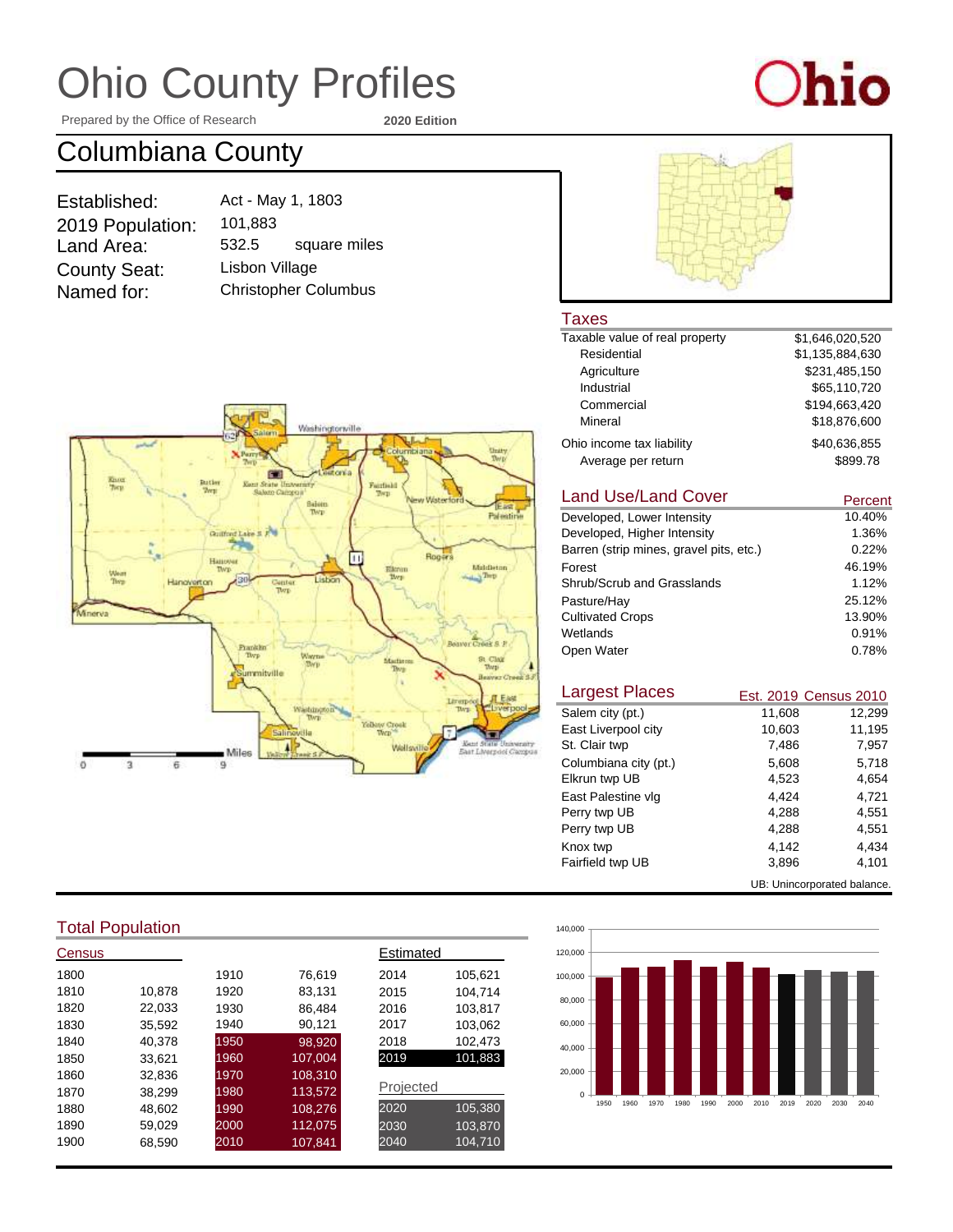# Ohio County Profiles

Prepared by the Office of Research **2020 Edition**

## Columbiana County

| | |
|---|---|
| Established: | Act - May 1, 1803 |
| 2019 Population: | 101,883 |
| Land Area: | 532.5 square miles |
| County Seat: | Lisbon Village |
| Named for: | Christopher Columbus |

### Taxes

| | |
|---|---|
| Taxable value of real property | $1,646,020,520 |
| Residential | $1,135,884,630 |
| Agriculture | $231,485,150 |
| Industrial | $65,110,720 |
| Commercial | $194,663,420 |
| Mineral | $18,876,600 |
| Ohio income tax liability | $40,636,855 |
| Average per return | $899.78 |

### Land Use/Land Cover

| | Percent |
|---|---|
| Developed, Lower Intensity | 10.40% |
| Developed, Higher Intensity | 1.36% |
| Barren (strip mines, gravel pits, etc.) | 0.22% |
| Forest | 46.19% |
| Shrub/Scrub and Grasslands | 1.12% |
| Pasture/Hay | 25.12% |
| Cultivated Crops | 13.90% |
| Wetlands | 0.91% |
| Open Water | 0.78% |

### Largest Places

| | Est. 2019 | Census 2010 |
|---|---|---|
| Salem city (pt.) | 11,608 | 12,299 |
| East Liverpool city | 10,603 | 11,195 |
| St. Clair twp | 7,486 | 7,957 |
| Columbiana city (pt.) | 5,608 | 5,718 |
| Elkrun twp UB | 4,523 | 4,654 |
| East Palestine vlg | 4,424 | 4,721 |
| Perry twp UB | 4,288 | 4,551 |
| Perry twp UB | 4,288 | 4,551 |
| Knox twp | 4,142 | 4,434 |
| Fairfield twp UB | 3,896 | 4,101 |

UB: Unincorporated balance.

### Total Population

| Census | | | |
|---|---|---|---|
| 1800 | | 1910 | 76,619 |
| 1810 | 10,878 | 1920 | 83,131 |
| 1820 | 22,033 | 1930 | 86,484 |
| 1830 | 35,592 | 1940 | 90,121 |
| 1840 | 40,378 | 1950 | 98,920 |
| 1850 | 33,621 | 1960 | 107,004 |
| 1860 | 32,836 | 1970 | 108,310 |
| 1870 | 38,299 | 1980 | 113,572 |
| 1880 | 48,602 | 1990 | 108,276 |
| 1890 | 59,029 | 2000 | 112,075 |
| 1900 | 68,590 | 2010 | 107,841 |

| Estimated | |
|---|---|
| 2014 | 105,621 |
| 2015 | 104,714 |
| 2016 | 103,817 |
| 2017 | 103,062 |
| 2018 | 102,473 |
| 2019 | 101,883 |

| Projected | |
|---|---|
| 2020 | 105,380 |
| 2030 | 103,870 |
| 2040 | 104,710 |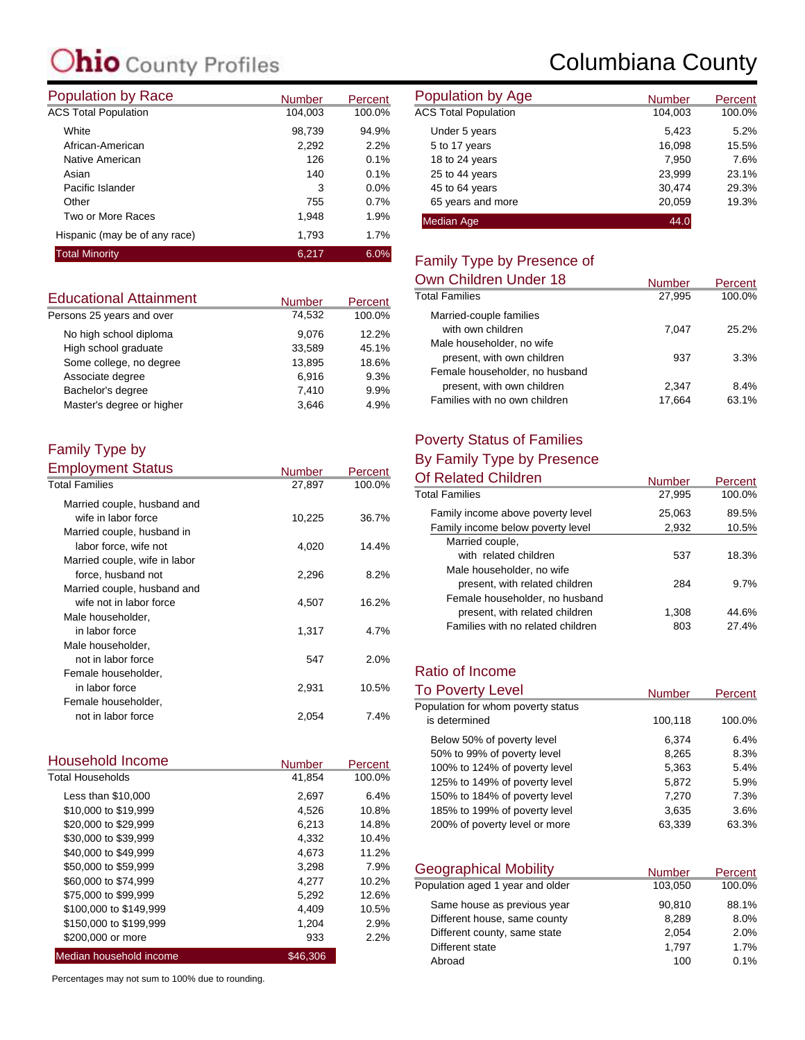# Ohio County Profiles

# Columbiana County

## Population by Race

| | Number | Percent |
|---|---|---|
| ACS Total Population | 104,003 | 100.0% |
| White | 98,739 | 94.9% |
| African-American | 2,292 | 2.2% |
| Native American | 126 | 0.1% |
| Asian | 140 | 0.1% |
| Pacific Islander | 3 | 0.0% |
| Other | 755 | 0.7% |
| Two or More Races | 1,948 | 1.9% |
| Hispanic (may be of any race) | 1,793 | 1.7% |
| Total Minority | 6,217 | 6.0% |

## Educational Attainment

| | Number | Percent |
|---|---|---|
| Persons 25 years and over | 74,532 | 100.0% |
| No high school diploma | 9,076 | 12.2% |
| High school graduate | 33,589 | 45.1% |
| Some college, no degree | 13,895 | 18.6% |
| Associate degree | 6,916 | 9.3% |
| Bachelor's degree | 7,410 | 9.9% |
| Master's degree or higher | 3,646 | 4.9% |

## Family Type by Employment Status

| | Number | Percent |
|---|---|---|
| Total Families | 27,897 | 100.0% |
| Married couple, husband and wife in labor force | 10,225 | 36.7% |
| Married couple, husband in labor force, wife not | 4,020 | 14.4% |
| Married couple, wife in labor force, husband not | 2,296 | 8.2% |
| Married couple, husband and wife not in labor force | 4,507 | 16.2% |
| Male householder, in labor force | 1,317 | 4.7% |
| Male householder, not in labor force | 547 | 2.0% |
| Female householder, in labor force | 2,931 | 10.5% |
| Female householder, not in labor force | 2,054 | 7.4% |

## Household Income

| | Number | Percent |
|---|---|---|
| Total Households | 41,854 | 100.0% |
| Less than $10,000 | 2,697 | 6.4% |
| $10,000 to $19,999 | 4,526 | 10.8% |
| $20,000 to $29,999 | 6,213 | 14.8% |
| $30,000 to $39,999 | 4,332 | 10.4% |
| $40,000 to $49,999 | 4,673 | 11.2% |
| $50,000 to $59,999 | 3,298 | 7.9% |
| $60,000 to $74,999 | 4,277 | 10.2% |
| $75,000 to $99,999 | 5,292 | 12.6% |
| $100,000 to $149,999 | 4,409 | 10.5% |
| $150,000 to $199,999 | 1,204 | 2.9% |
| $200,000 or more | 933 | 2.2% |
| Median household income | $46,306 | |

Percentages may not sum to 100% due to rounding.

## Population by Age

| | Number | Percent |
|---|---|---|
| ACS Total Population | 104,003 | 100.0% |
| Under 5 years | 5,423 | 5.2% |
| 5 to 17 years | 16,098 | 15.5% |
| 18 to 24 years | 7,950 | 7.6% |
| 25 to 44 years | 23,999 | 23.1% |
| 45 to 64 years | 30,474 | 29.3% |
| 65 years and more | 20,059 | 19.3% |
| Median Age | 44.0 | |

## Family Type by Presence of Own Children Under 18

| | Number | Percent |
|---|---|---|
| Total Families | 27,995 | 100.0% |
| Married-couple families with own children | 7,047 | 25.2% |
| Male householder, no wife present, with own children | 937 | 3.3% |
| Female householder, no husband present, with own children | 2,347 | 8.4% |
| Families with no own children | 17,664 | 63.1% |

## Poverty Status of Families By Family Type by Presence Of Related Children

| | Number | Percent |
|---|---|---|
| Total Families | 27,995 | 100.0% |
| Family income above poverty level | 25,063 | 89.5% |
| Family income below poverty level | 2,932 | 10.5% |
| Married couple, with related children | 537 | 18.3% |
| Male householder, no wife present, with related children | 284 | 9.7% |
| Female householder, no husband present, with related children | 1,308 | 44.6% |
| Families with no related children | 803 | 27.4% |

## Ratio of Income To Poverty Level

| | Number | Percent |
|---|---|---|
| Population for whom poverty status is determined | 100,118 | 100.0% |
| Below 50% of poverty level | 6,374 | 6.4% |
| 50% to 99% of poverty level | 8,265 | 8.3% |
| 100% to 124% of poverty level | 5,363 | 5.4% |
| 125% to 149% of poverty level | 5,872 | 5.9% |
| 150% to 184% of poverty level | 7,270 | 7.3% |
| 185% to 199% of poverty level | 3,635 | 3.6% |
| 200% of poverty level or more | 63,339 | 63.3% |

## Geographical Mobility

| | Number | Percent |
|---|---|---|
| Population aged 1 year and older | 103,050 | 100.0% |
| Same house as previous year | 90,810 | 88.1% |
| Different house, same county | 8,289 | 8.0% |
| Different county, same state | 2,054 | 2.0% |
| Different state | 1,797 | 1.7% |
| Abroad | 100 | 0.1% |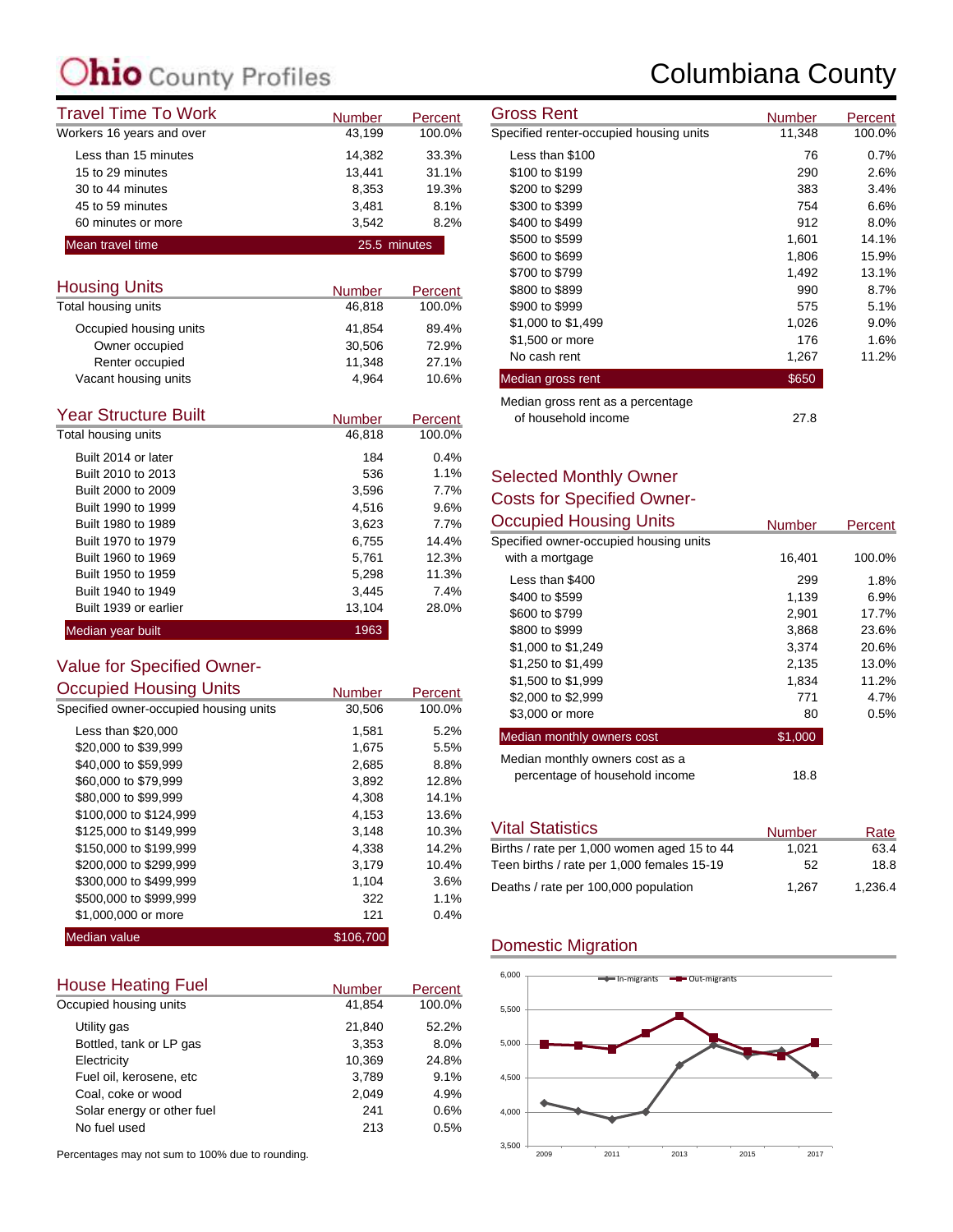# Ohio County Profiles — Columbiana County

## Travel Time To Work

| | Number | Percent |
|---|---|---|
| Workers 16 years and over | 43,199 | 100.0% |
| Less than 15 minutes | 14,382 | 33.3% |
| 15 to 29 minutes | 13,441 | 31.1% |
| 30 to 44 minutes | 8,353 | 19.3% |
| 45 to 59 minutes | 3,481 | 8.1% |
| 60 minutes or more | 3,542 | 8.2% |
| **Mean travel time** | **25.5 minutes** | |

## Housing Units

| | Number | Percent |
|---|---|---|
| Total housing units | 46,818 | 100.0% |
| Occupied housing units | 41,854 | 89.4% |
| Owner occupied | 30,506 | 72.9% |
| Renter occupied | 11,348 | 27.1% |
| Vacant housing units | 4,964 | 10.6% |

## Year Structure Built

| | Number | Percent |
|---|---|---|
| Total housing units | 46,818 | 100.0% |
| Built 2014 or later | 184 | 0.4% |
| Built 2010 to 2013 | 536 | 1.1% |
| Built 2000 to 2009 | 3,596 | 7.7% |
| Built 1990 to 1999 | 4,516 | 9.6% |
| Built 1980 to 1989 | 3,623 | 7.7% |
| Built 1970 to 1979 | 6,755 | 14.4% |
| Built 1960 to 1969 | 5,761 | 12.3% |
| Built 1950 to 1959 | 5,298 | 11.3% |
| Built 1940 to 1949 | 3,445 | 7.4% |
| Built 1939 or earlier | 13,104 | 28.0% |
| **Median year built** | **1963** | |

## Value for Specified Owner-Occupied Housing Units

| | Number | Percent |
|---|---|---|
| Specified owner-occupied housing units | 30,506 | 100.0% |
| Less than $20,000 | 1,581 | 5.2% |
| $20,000 to $39,999 | 1,675 | 5.5% |
| $40,000 to $59,999 | 2,685 | 8.8% |
| $60,000 to $79,999 | 3,892 | 12.8% |
| $80,000 to $99,999 | 4,308 | 14.1% |
| $100,000 to $124,999 | 4,153 | 13.6% |
| $125,000 to $149,999 | 3,148 | 10.3% |
| $150,000 to $199,999 | 4,338 | 14.2% |
| $200,000 to $299,999 | 3,179 | 10.4% |
| $300,000 to $499,999 | 1,104 | 3.6% |
| $500,000 to $999,999 | 322 | 1.1% |
| $1,000,000 or more | 121 | 0.4% |
| **Median value** | **$106,700** | |

## House Heating Fuel

| | Number | Percent |
|---|---|---|
| Occupied housing units | 41,854 | 100.0% |
| Utility gas | 21,840 | 52.2% |
| Bottled, tank or LP gas | 3,353 | 8.0% |
| Electricity | 10,369 | 24.8% |
| Fuel oil, kerosene, etc | 3,789 | 9.1% |
| Coal, coke or wood | 2,049 | 4.9% |
| Solar energy or other fuel | 241 | 0.6% |
| No fuel used | 213 | 0.5% |

Percentages may not sum to 100% due to rounding.

## Gross Rent

| | Number | Percent |
|---|---|---|
| Specified renter-occupied housing units | 11,348 | 100.0% |
| Less than $100 | 76 | 0.7% |
| $100 to $199 | 290 | 2.6% |
| $200 to $299 | 383 | 3.4% |
| $300 to $399 | 754 | 6.6% |
| $400 to $499 | 912 | 8.0% |
| $500 to $599 | 1,601 | 14.1% |
| $600 to $699 | 1,806 | 15.9% |
| $700 to $799 | 1,492 | 13.1% |
| $800 to $899 | 990 | 8.7% |
| $900 to $999 | 575 | 5.1% |
| $1,000 to $1,499 | 1,026 | 9.0% |
| $1,500 or more | 176 | 1.6% |
| No cash rent | 1,267 | 11.2% |
| **Median gross rent** | **$650** | |
| Median gross rent as a percentage of household income | 27.8 | |

## Selected Monthly Owner Costs for Specified Owner-Occupied Housing Units

| | Number | Percent |
|---|---|---|
| Specified owner-occupied housing units with a mortgage | 16,401 | 100.0% |
| Less than $400 | 299 | 1.8% |
| $400 to $599 | 1,139 | 6.9% |
| $600 to $799 | 2,901 | 17.7% |
| $800 to $999 | 3,868 | 23.6% |
| $1,000 to $1,249 | 3,374 | 20.6% |
| $1,250 to $1,499 | 2,135 | 13.0% |
| $1,500 to $1,999 | 1,834 | 11.2% |
| $2,000 to $2,999 | 771 | 4.7% |
| $3,000 or more | 80 | 0.5% |
| **Median monthly owners cost** | **$1,000** | |
| Median monthly owners cost as a percentage of household income | 18.8 | |

## Vital Statistics

| | Number | Rate |
|---|---|---|
| Births / rate per 1,000 women aged 15 to 44 | 1,021 | 63.4 |
| Teen births / rate per 1,000 females 15-19 | 52 | 18.8 |
| Deaths / rate per 100,000 population | 1,267 | 1,236.4 |

## Domestic Migration

Legend: In-migrants, Out-migrants. Y-axis: 3,500 to 6,000. X-axis: 2009, 2011, 2013, 2015, 2017.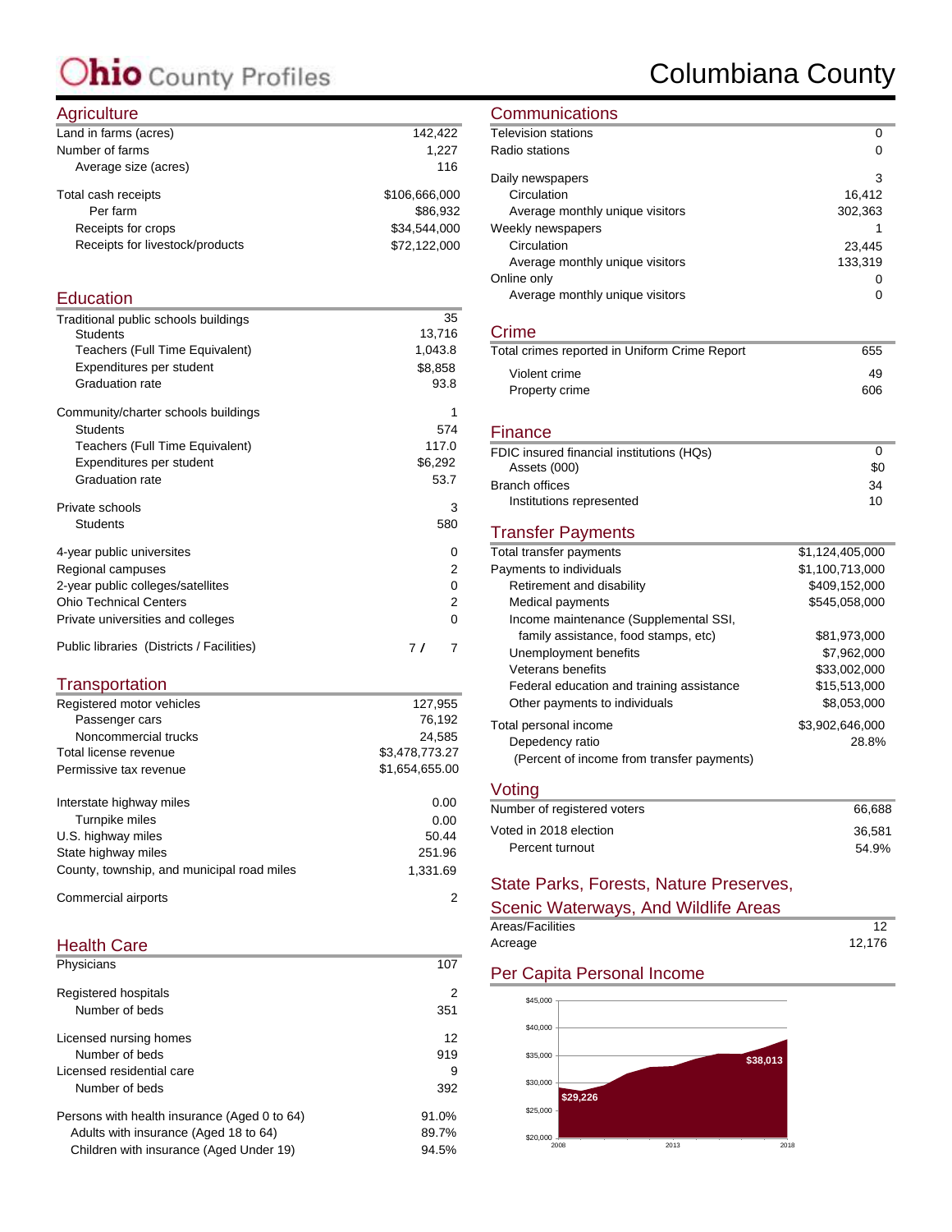# Ohio County Profiles

# Columbiana County

## Agriculture

| | |
|---|---|
| Land in farms (acres) | 142,422 |
| Number of farms | 1,227 |
| Average size (acres) | 116 |
| Total cash receipts | $106,666,000 |
| Per farm | $86,932 |
| Receipts for crops | $34,544,000 |
| Receipts for livestock/products | $72,122,000 |

## Education

| | |
|---|---|
| Traditional public schools buildings | 35 |
| Students | 13,716 |
| Teachers (Full Time Equivalent) | 1,043.8 |
| Expenditures per student | $8,858 |
| Graduation rate | 93.8 |
| Community/charter schools buildings | 1 |
| Students | 574 |
| Teachers (Full Time Equivalent) | 117.0 |
| Expenditures per student | $6,292 |
| Graduation rate | 53.7 |
| Private schools | 3 |
| Students | 580 |
| 4-year public universites | 0 |
| Regional campuses | 2 |
| 2-year public colleges/satellites | 0 |
| Ohio Technical Centers | 2 |
| Private universities and colleges | 0 |
| Public libraries (Districts / Facilities) | 7 / 7 |

## Transportation

| | |
|---|---|
| Registered motor vehicles | 127,955 |
| Passenger cars | 76,192 |
| Noncommercial trucks | 24,585 |
| Total license revenue | $3,478,773.27 |
| Permissive tax revenue | $1,654,655.00 |
| Interstate highway miles | 0.00 |
| Turnpike miles | 0.00 |
| U.S. highway miles | 50.44 |
| State highway miles | 251.96 |
| County, township, and municipal road miles | 1,331.69 |
| Commercial airports | 2 |

## Health Care

| | |
|---|---|
| Physicians | 107 |
| Registered hospitals | 2 |
| Number of beds | 351 |
| Licensed nursing homes | 12 |
| Number of beds | 919 |
| Licensed residential care | 9 |
| Number of beds | 392 |
| Persons with health insurance (Aged 0 to 64) | 91.0% |
| Adults with insurance (Aged 18 to 64) | 89.7% |
| Children with insurance (Aged Under 19) | 94.5% |

## Communications

| | |
|---|---|
| Television stations | 0 |
| Radio stations | 0 |
| Daily newspapers | 3 |
| Circulation | 16,412 |
| Average monthly unique visitors | 302,363 |
| Weekly newspapers | 1 |
| Circulation | 23,445 |
| Average monthly unique visitors | 133,319 |
| Online only | 0 |
| Average monthly unique visitors | 0 |

## Crime

| | |
|---|---|
| Total crimes reported in Uniform Crime Report | 655 |
| Violent crime | 49 |
| Property crime | 606 |

## Finance

| | |
|---|---|
| FDIC insured financial institutions (HQs) | 0 |
| Assets (000) | $0 |
| Branch offices | 34 |
| Institutions represented | 10 |

## Transfer Payments

| | |
|---|---|
| Total transfer payments | $1,124,405,000 |
| Payments to individuals | $1,100,713,000 |
| Retirement and disability | $409,152,000 |
| Medical payments | $545,058,000 |
| Income maintenance (Supplemental SSI, family assistance, food stamps, etc) | $81,973,000 |
| Unemployment benefits | $7,962,000 |
| Veterans benefits | $33,002,000 |
| Federal education and training assistance | $15,513,000 |
| Other payments to individuals | $8,053,000 |
| Total personal income | $3,902,646,000 |
| Depedency ratio (Percent of income from transfer payments) | 28.8% |

## Voting

| | |
|---|---|
| Number of registered voters | 66,688 |
| Voted in 2018 election | 36,581 |
| Percent turnout | 54.9% |

## State Parks, Forests, Nature Preserves, Scenic Waterways, And Wildlife Areas

| | |
|---|---|
| Areas/Facilities | 12 |
| Acreage | 12,176 |

## Per Capita Personal Income

$29,226 (2008) — $38,013 (2018)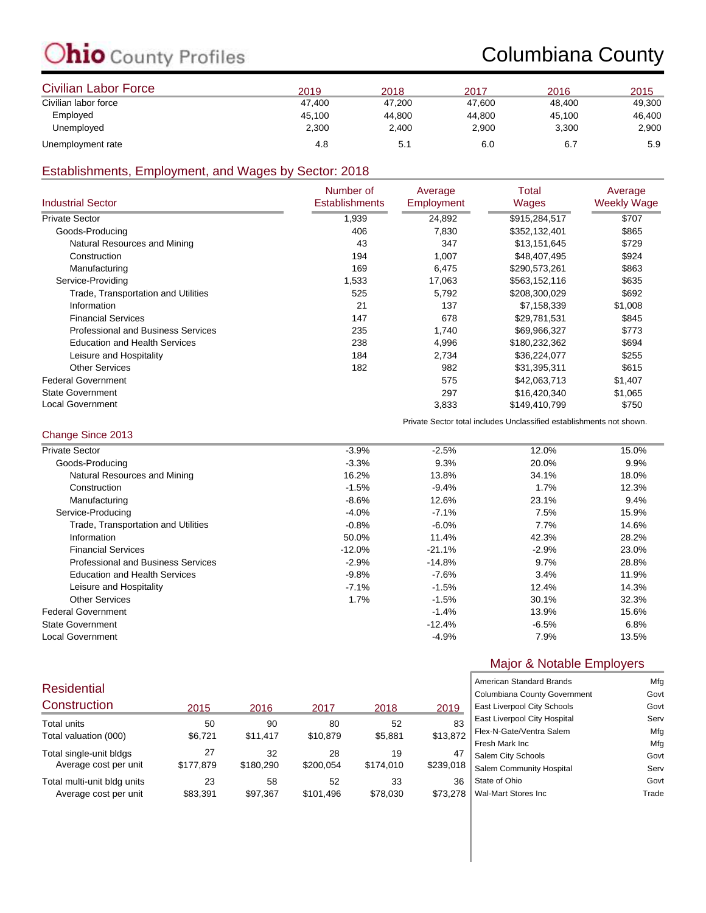# Ohio County Profiles

# Columbiana County

## Civilian Labor Force

| Civilian Labor Force | 2019 | 2018 | 2017 | 2016 | 2015 |
|---|---|---|---|---|---|
| Civilian labor force | 47,400 | 47,200 | 47,600 | 48,400 | 49,300 |
| Employed | 45,100 | 44,800 | 44,800 | 45,100 | 46,400 |
| Unemployed | 2,300 | 2,400 | 2,900 | 3,300 | 2,900 |
| Unemployment rate | 4.8 | 5.1 | 6.0 | 6.7 | 5.9 |

## Establishments, Employment, and Wages by Sector: 2018

| Industrial Sector | Number of Establishments | Average Employment | Total Wages | Average Weekly Wage |
|---|---|---|---|---|
| Private Sector | 1,939 | 24,892 | $915,284,517 | $707 |
| Goods-Producing | 406 | 7,830 | $352,132,401 | $865 |
| Natural Resources and Mining | 43 | 347 | $13,151,645 | $729 |
| Construction | 194 | 1,007 | $48,407,495 | $924 |
| Manufacturing | 169 | 6,475 | $290,573,261 | $863 |
| Service-Providing | 1,533 | 17,063 | $563,152,116 | $635 |
| Trade, Transportation and Utilities | 525 | 5,792 | $208,300,029 | $692 |
| Information | 21 | 137 | $7,158,339 | $1,008 |
| Financial Services | 147 | 678 | $29,781,531 | $845 |
| Professional and Business Services | 235 | 1,740 | $69,966,327 | $773 |
| Education and Health Services | 238 | 4,996 | $180,232,362 | $694 |
| Leisure and Hospitality | 184 | 2,734 | $36,224,077 | $255 |
| Other Services | 182 | 982 | $31,395,311 | $615 |
| Federal Government | | 575 | $42,063,713 | $1,407 |
| State Government | | 297 | $16,420,340 | $1,065 |
| Local Government | | 3,833 | $149,410,799 | $750 |

Private Sector total includes Unclassified establishments not shown.

### Change Since 2013

| Industrial Sector | Number of Establishments | Average Employment | Total Wages | Average Weekly Wage |
|---|---|---|---|---|
| Private Sector | -3.9% | -2.5% | 12.0% | 15.0% |
| Goods-Producing | -3.3% | 9.3% | 20.0% | 9.9% |
| Natural Resources and Mining | 16.2% | 13.8% | 34.1% | 18.0% |
| Construction | -1.5% | -9.4% | 1.7% | 12.3% |
| Manufacturing | -8.6% | 12.6% | 23.1% | 9.4% |
| Service-Producing | -4.0% | -7.1% | 7.5% | 15.9% |
| Trade, Transportation and Utilities | -0.8% | -6.0% | 7.7% | 14.6% |
| Information | 50.0% | 11.4% | 42.3% | 28.2% |
| Financial Services | -12.0% | -21.1% | -2.9% | 23.0% |
| Professional and Business Services | -2.9% | -14.8% | 9.7% | 28.8% |
| Education and Health Services | -9.8% | -7.6% | 3.4% | 11.9% |
| Leisure and Hospitality | -7.1% | -1.5% | 12.4% | 14.3% |
| Other Services | 1.7% | -1.5% | 30.1% | 32.3% |
| Federal Government | | -1.4% | 13.9% | 15.6% |
| State Government | | -12.4% | -6.5% | 6.8% |
| Local Government | | -4.9% | 7.9% | 13.5% |

## Residential Construction

| Residential Construction | 2015 | 2016 | 2017 | 2018 | 2019 |
|---|---|---|---|---|---|
| Total units | 50 | 90 | 80 | 52 | 83 |
| Total valuation (000) | $6,721 | $11,417 | $10,879 | $5,881 | $13,872 |
| Total single-unit bldgs | 27 | 32 | 28 | 19 | 47 |
| Average cost per unit | $177,879 | $180,290 | $200,054 | $174,010 | $239,018 |
| Total multi-unit bldg units | 23 | 58 | 52 | 33 | 36 |
| Average cost per unit | $83,391 | $97,367 | $101,496 | $78,030 | $73,278 |

## Major & Notable Employers

| | |
|---|---|
| American Standard Brands | Mfg |
| Columbiana County Government | Govt |
| East Liverpool City Schools | Govt |
| East Liverpool City Hospital | Serv |
| Flex-N-Gate/Ventra Salem | Mfg |
| Fresh Mark Inc | Mfg |
| Salem City Schools | Govt |
| Salem Community Hospital | Serv |
| State of Ohio | Govt |
| Wal-Mart Stores Inc | Trade |